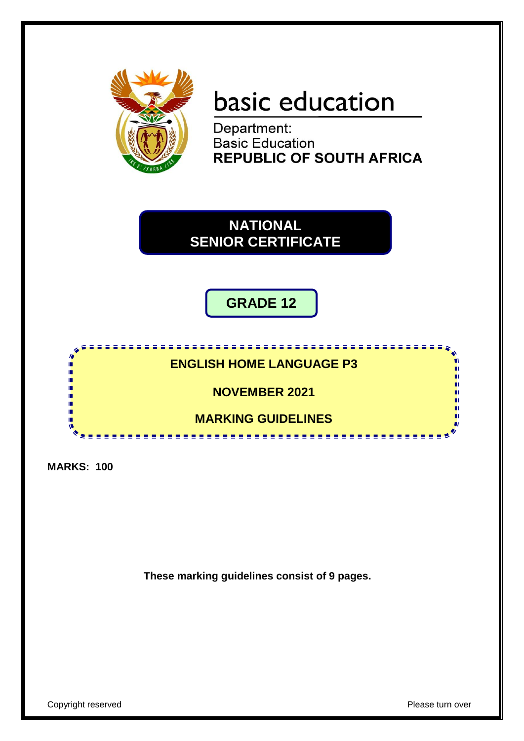basic education

Department:
Basic Education
**REPUBLIC OF SOUTH AFRICA**

# NATIONAL SENIOR CERTIFICATE

## GRADE 12

## ENGLISH HOME LANGUAGE P3

## NOVEMBER 2021

## MARKING GUIDELINES

**MARKS: 100**

**These marking guidelines consist of 9 pages.**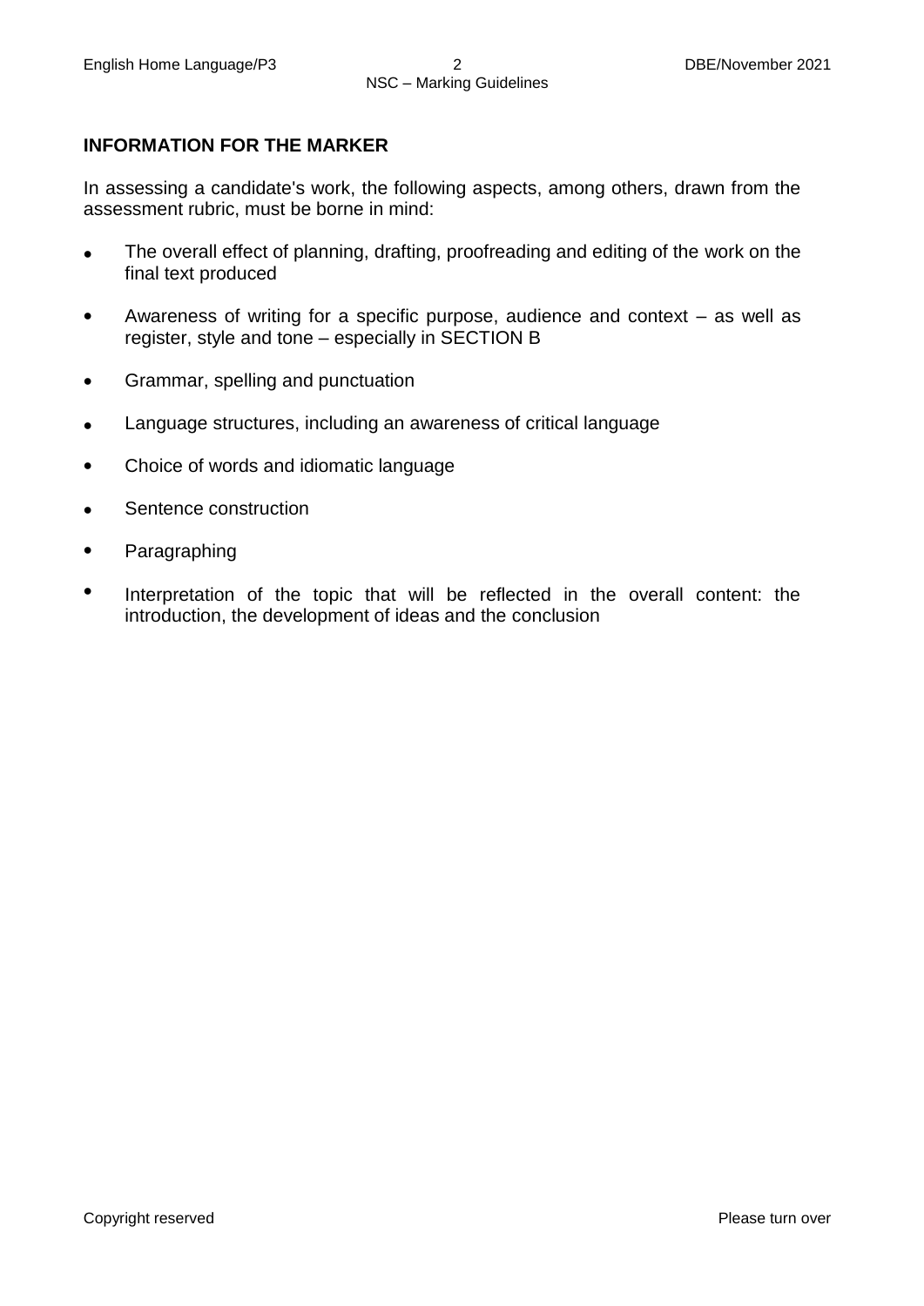## INFORMATION FOR THE MARKER

In assessing a candidate's work, the following aspects, among others, drawn from the assessment rubric, must be borne in mind:

- The overall effect of planning, drafting, proofreading and editing of the work on the final text produced
- Awareness of writing for a specific purpose, audience and context – as well as register, style and tone – especially in SECTION B
- Grammar, spelling and punctuation
- Language structures, including an awareness of critical language
- Choice of words and idiomatic language
- Sentence construction
- Paragraphing
- Interpretation of the topic that will be reflected in the overall content: the introduction, the development of ideas and the conclusion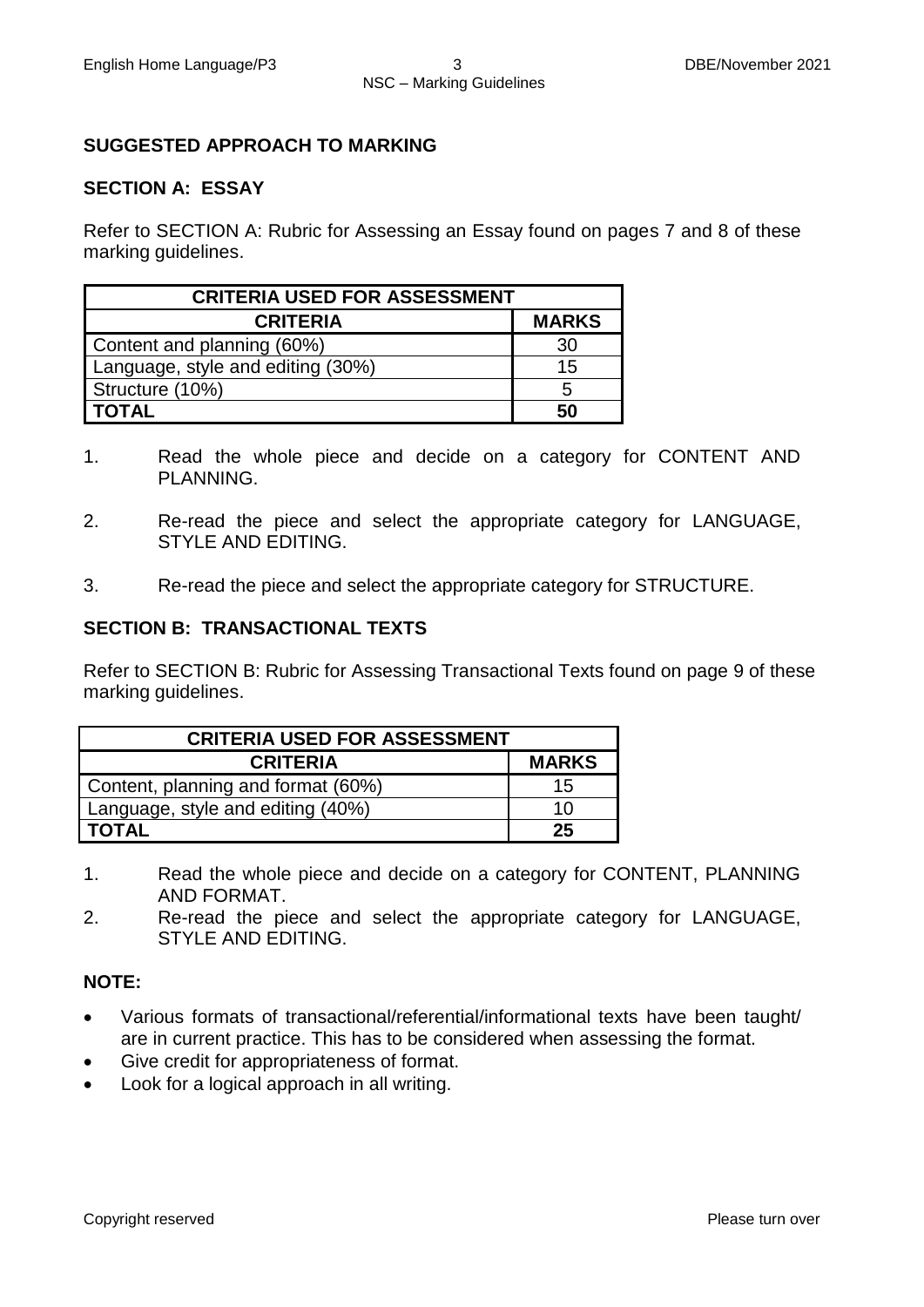## SUGGESTED APPROACH TO MARKING

### SECTION A: ESSAY

Refer to SECTION A: Rubric for Assessing an Essay found on pages 7 and 8 of these marking guidelines.

| CRITERIA USED FOR ASSESSMENT | |
|---|---|
| **CRITERIA** | **MARKS** |
| Content and planning (60%) | 30 |
| Language, style and editing (30%) | 15 |
| Structure (10%) | 5 |
| **TOTAL** | **50** |

1. Read the whole piece and decide on a category for CONTENT AND PLANNING.

2. Re-read the piece and select the appropriate category for LANGUAGE, STYLE AND EDITING.

3. Re-read the piece and select the appropriate category for STRUCTURE.

### SECTION B: TRANSACTIONAL TEXTS

Refer to SECTION B: Rubric for Assessing Transactional Texts found on page 9 of these marking guidelines.

| CRITERIA USED FOR ASSESSMENT | |
|---|---|
| **CRITERIA** | **MARKS** |
| Content, planning and format (60%) | 15 |
| Language, style and editing (40%) | 10 |
| **TOTAL** | **25** |

1. Read the whole piece and decide on a category for CONTENT, PLANNING AND FORMAT.
2. Re-read the piece and select the appropriate category for LANGUAGE, STYLE AND EDITING.

**NOTE:**

- Various formats of transactional/referential/informational texts have been taught/ are in current practice. This has to be considered when assessing the format.
- Give credit for appropriateness of format.
- Look for a logical approach in all writing.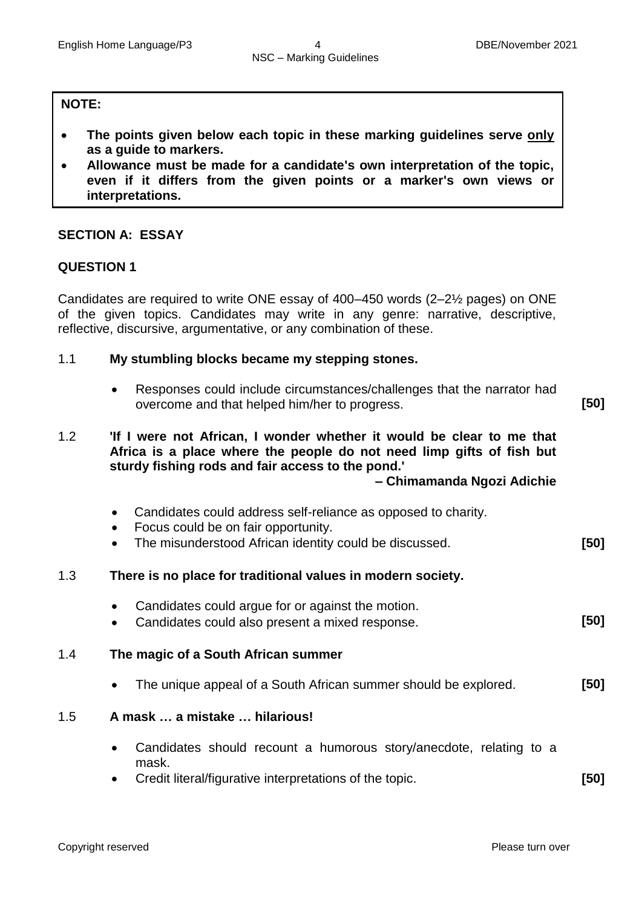**NOTE:**

- **The points given below each topic in these marking guidelines serve only as a guide to markers.**
- **Allowance must be made for a candidate's own interpretation of the topic, even if it differs from the given points or a marker's own views or interpretations.**

## SECTION A: ESSAY

### QUESTION 1

Candidates are required to write ONE essay of 400–450 words (2–2½ pages) on ONE of the given topics. Candidates may write in any genre: narrative, descriptive, reflective, discursive, argumentative, or any combination of these.

1.1 **My stumbling blocks became my stepping stones.**

- Responses could include circumstances/challenges that the narrator had overcome and that helped him/her to progress. **[50]**

1.2 **'If I were not African, I wonder whether it would be clear to me that Africa is a place where the people do not need limp gifts of fish but sturdy fishing rods and fair access to the pond.'**

**– Chimamanda Ngozi Adichie**

- Candidates could address self-reliance as opposed to charity.
- Focus could be on fair opportunity.
- The misunderstood African identity could be discussed. **[50]**

1.3 **There is no place for traditional values in modern society.**

- Candidates could argue for or against the motion.
- Candidates could also present a mixed response. **[50]**

1.4 **The magic of a South African summer**

- The unique appeal of a South African summer should be explored. **[50]**

1.5 **A mask … a mistake … hilarious!**

- Candidates should recount a humorous story/anecdote, relating to a mask.
- Credit literal/figurative interpretations of the topic. **[50]**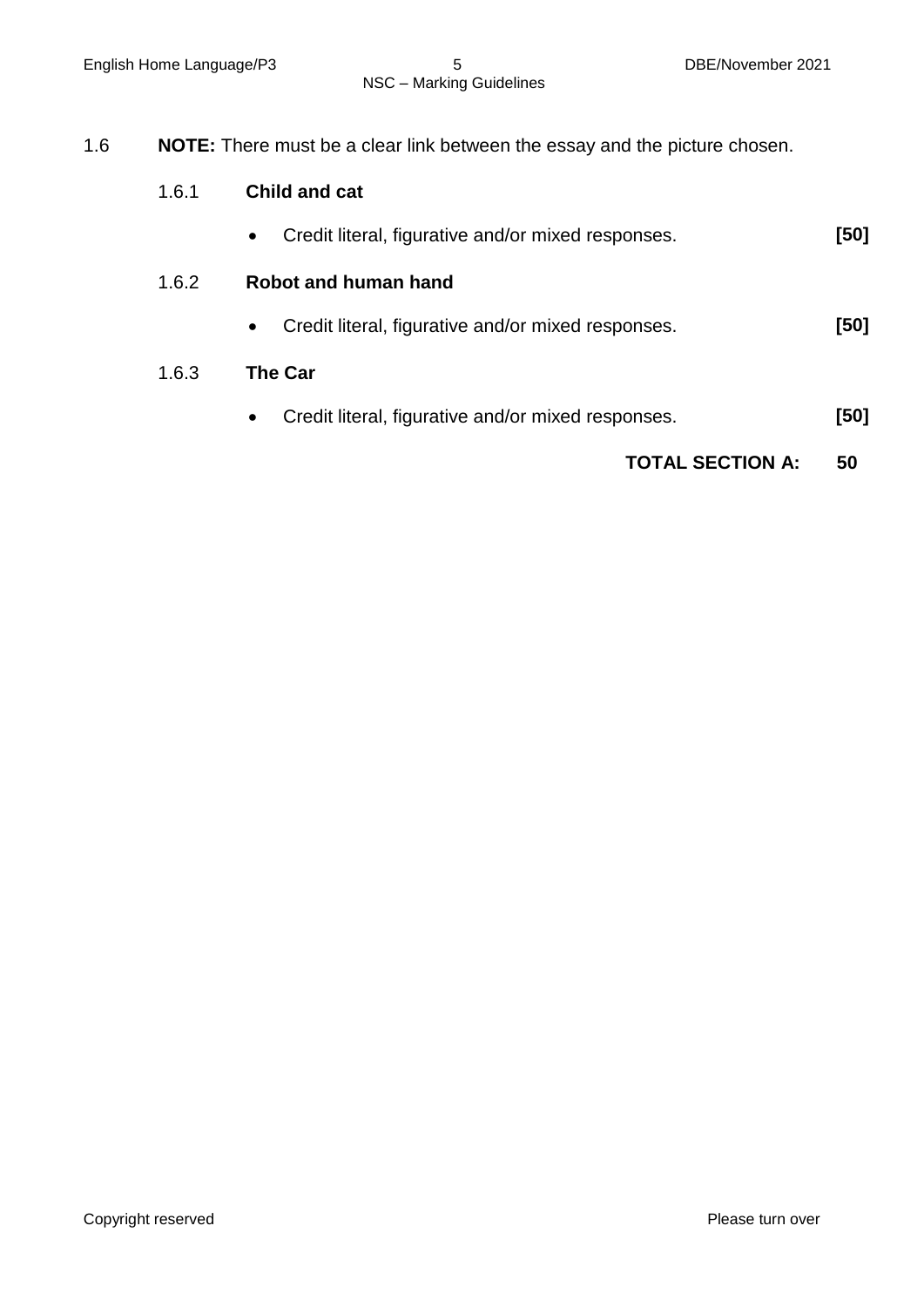1.6 **NOTE:** There must be a clear link between the essay and the picture chosen.

1.6.1 **Child and cat**

- Credit literal, figurative and/or mixed responses. **[50]**

1.6.2 **Robot and human hand**

- Credit literal, figurative and/or mixed responses. **[50]**

1.6.3 **The Car**

- Credit literal, figurative and/or mixed responses. **[50]**

**TOTAL SECTION A: 50**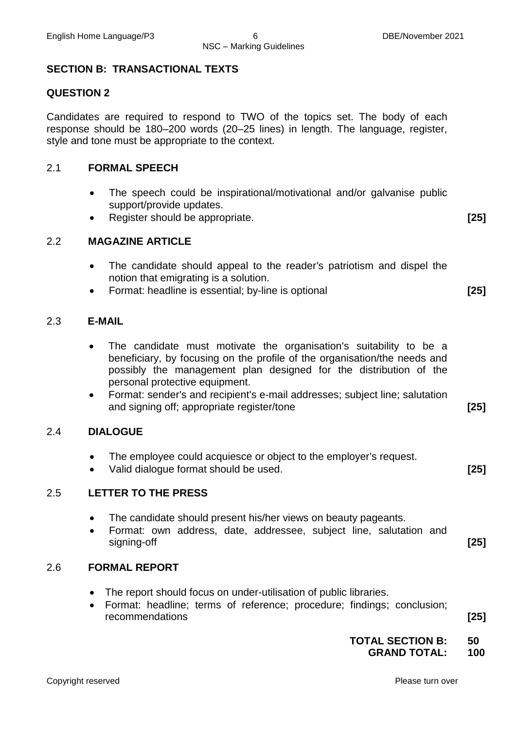## SECTION B: TRANSACTIONAL TEXTS

### QUESTION 2

Candidates are required to respond to TWO of the topics set. The body of each response should be 180–200 words (20–25 lines) in length. The language, register, style and tone must be appropriate to the context.

#### 2.1 FORMAL SPEECH

- The speech could be inspirational/motivational and/or galvanise public support/provide updates.
- Register should be appropriate. **[25]**

#### 2.2 MAGAZINE ARTICLE

- The candidate should appeal to the reader's patriotism and dispel the notion that emigrating is a solution.
- Format: headline is essential; by-line is optional **[25]**

#### 2.3 E-MAIL

- The candidate must motivate the organisation's suitability to be a beneficiary, by focusing on the profile of the organisation/the needs and possibly the management plan designed for the distribution of the personal protective equipment.
- Format: sender's and recipient's e-mail addresses; subject line; salutation and signing off; appropriate register/tone **[25]**

#### 2.4 DIALOGUE

- The employee could acquiesce or object to the employer's request.
- Valid dialogue format should be used. **[25]**

#### 2.5 LETTER TO THE PRESS

- The candidate should present his/her views on beauty pageants.
- Format: own address, date, addressee, subject line, salutation and signing-off **[25]**

#### 2.6 FORMAL REPORT

- The report should focus on under-utilisation of public libraries.
- Format: headline; terms of reference; procedure; findings; conclusion; recommendations **[25]**

**TOTAL SECTION B: 50**
**GRAND TOTAL: 100**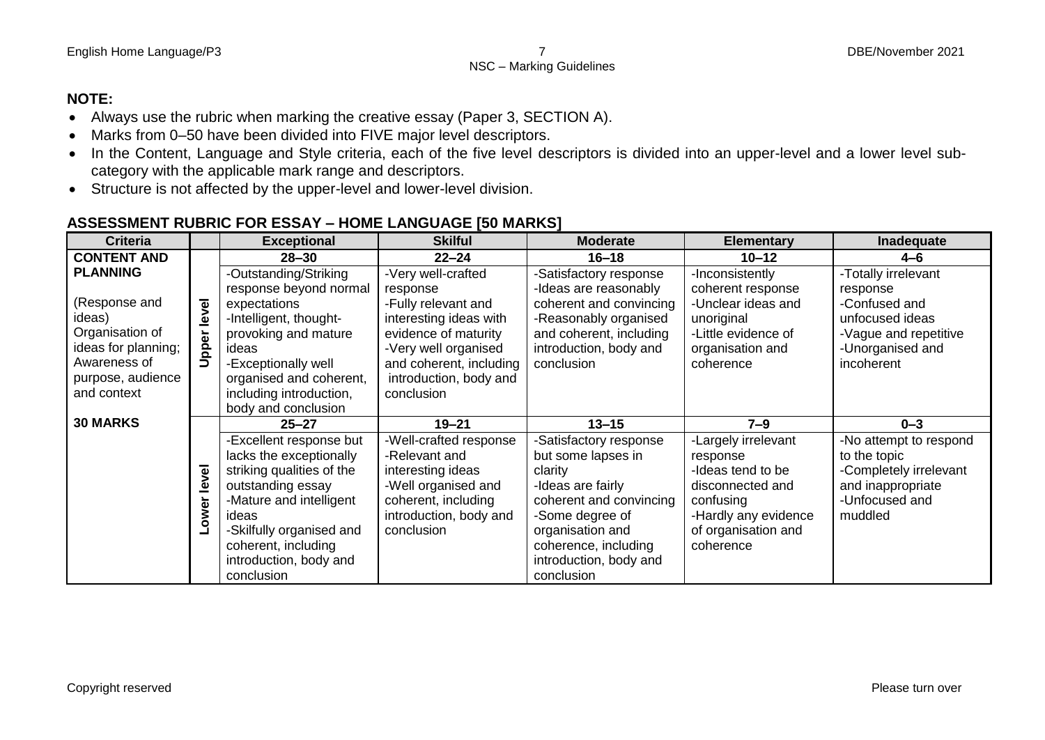**NOTE:**

- Always use the rubric when marking the creative essay (Paper 3, SECTION A).
- Marks from 0–50 have been divided into FIVE major level descriptors.
- In the Content, Language and Style criteria, each of the five level descriptors is divided into an upper-level and a lower level sub-category with the applicable mark range and descriptors.
- Structure is not affected by the upper-level and lower-level division.

## ASSESSMENT RUBRIC FOR ESSAY – HOME LANGUAGE [50 MARKS]

| Criteria | | Exceptional | Skilful | Moderate | Elementary | Inadequate |
|---|---|---|---|---|---|---|
| **CONTENT AND PLANNING**<br><br>(Response and ideas)<br>Organisation of ideas for planning;<br>Awareness of purpose, audience and context<br><br>**30 MARKS** | Upper level | **28–30**<br>-Outstanding/Striking response beyond normal expectations<br>-Intelligent, thought-provoking and mature ideas<br>-Exceptionally well organised and coherent, including introduction, body and conclusion | **22–24**<br>-Very well-crafted response<br>-Fully relevant and interesting ideas with evidence of maturity<br>-Very well organised and coherent, including introduction, body and conclusion | **16–18**<br>-Satisfactory response<br>-Ideas are reasonably coherent and convincing<br>-Reasonably organised and coherent, including introduction, body and conclusion | **10–12**<br>-Inconsistently coherent response<br>-Unclear ideas and unoriginal<br>-Little evidence of organisation and coherence | **4–6**<br>-Totally irrelevant response<br>-Confused and unfocused ideas<br>-Vague and repetitive<br>-Unorganised and incoherent |
| | Lower level | **25–27**<br>-Excellent response but lacks the exceptionally striking qualities of the outstanding essay<br>-Mature and intelligent ideas<br>-Skilfully organised and coherent, including introduction, body and conclusion | **19–21**<br>-Well-crafted response<br>-Relevant and interesting ideas<br>-Well organised and coherent, including introduction, body and conclusion | **13–15**<br>-Satisfactory response but some lapses in clarity<br>-Ideas are fairly coherent and convincing<br>-Some degree of organisation and coherence, including introduction, body and conclusion | **7–9**<br>-Largely irrelevant response<br>-Ideas tend to be disconnected and confusing<br>-Hardly any evidence of organisation and coherence | **0–3**<br>-No attempt to respond to the topic<br>-Completely irrelevant and inappropriate<br>-Unfocused and muddled |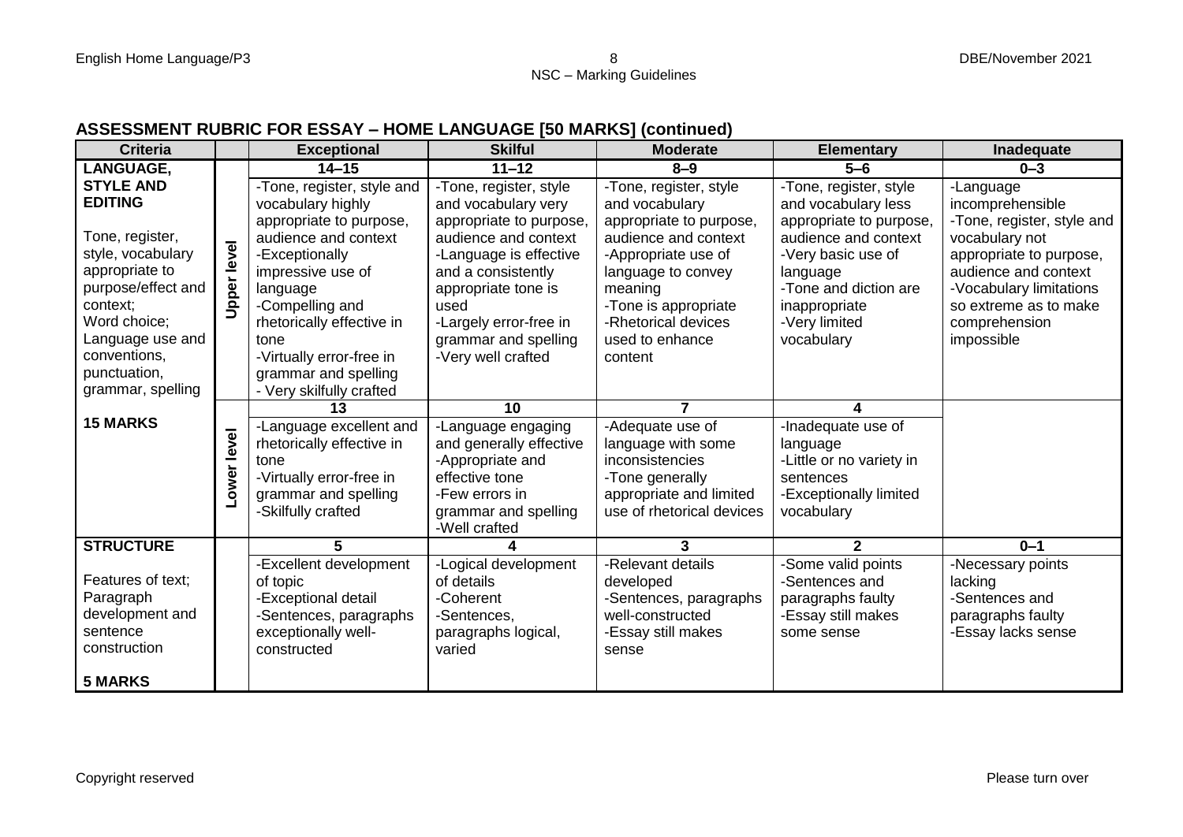## ASSESSMENT RUBRIC FOR ESSAY – HOME LANGUAGE [50 MARKS] (continued)

| Criteria | | Exceptional | Skilful | Moderate | Elementary | Inadequate |
|---|---|---|---|---|---|---|
| **LANGUAGE, STYLE AND EDITING**<br><br>Tone, register, style, vocabulary appropriate to purpose/effect and context;<br>Word choice;<br>Language use and conventions, punctuation, grammar, spelling<br><br>**15 MARKS** | **Upper level** | **14–15**<br>-Tone, register, style and vocabulary highly appropriate to purpose, audience and context<br>-Exceptionally impressive use of language<br>-Compelling and rhetorically effective in tone<br>-Virtually error-free in grammar and spelling<br>- Very skilfully crafted | **11–12**<br>-Tone, register, style and vocabulary very appropriate to purpose, audience and context<br>-Language is effective and a consistently appropriate tone is used<br>-Largely error-free in grammar and spelling<br>-Very well crafted | **8–9**<br>-Tone, register, style and vocabulary appropriate to purpose, audience and context<br>-Appropriate use of language to convey meaning<br>-Tone is appropriate<br>-Rhetorical devices used to enhance content | **5–6**<br>-Tone, register, style and vocabulary less appropriate to purpose, audience and context<br>-Very basic use of language<br>-Tone and diction are inappropriate<br>-Very limited vocabulary | **0–3**<br>-Language incomprehensible<br>-Tone, register, style and vocabulary not appropriate to purpose, audience and context<br>-Vocabulary limitations so extreme as to make comprehension impossible |
| | **Lower level** | **13**<br>-Language excellent and rhetorically effective in tone<br>-Virtually error-free in grammar and spelling<br>-Skilfully crafted | **10**<br>-Language engaging and generally effective<br>-Appropriate and effective tone<br>-Few errors in grammar and spelling<br>-Well crafted | **7**<br>-Adequate use of language with some inconsistencies<br>-Tone generally appropriate and limited use of rhetorical devices | **4**<br>-Inadequate use of language<br>-Little or no variety in sentences<br>-Exceptionally limited vocabulary | |
| **STRUCTURE**<br><br>Features of text;<br>Paragraph development and sentence construction<br><br>**5 MARKS** | | **5**<br>-Excellent development of topic<br>-Exceptional detail<br>-Sentences, paragraphs exceptionally well-constructed | **4**<br>-Logical development of details<br>-Coherent<br>-Sentences, paragraphs logical, varied | **3**<br>-Relevant details developed<br>-Sentences, paragraphs well-constructed<br>-Essay still makes sense | **2**<br>-Some valid points<br>-Sentences and paragraphs faulty<br>-Essay still makes some sense | **0–1**<br>-Necessary points lacking<br>-Sentences and paragraphs faulty<br>-Essay lacks sense |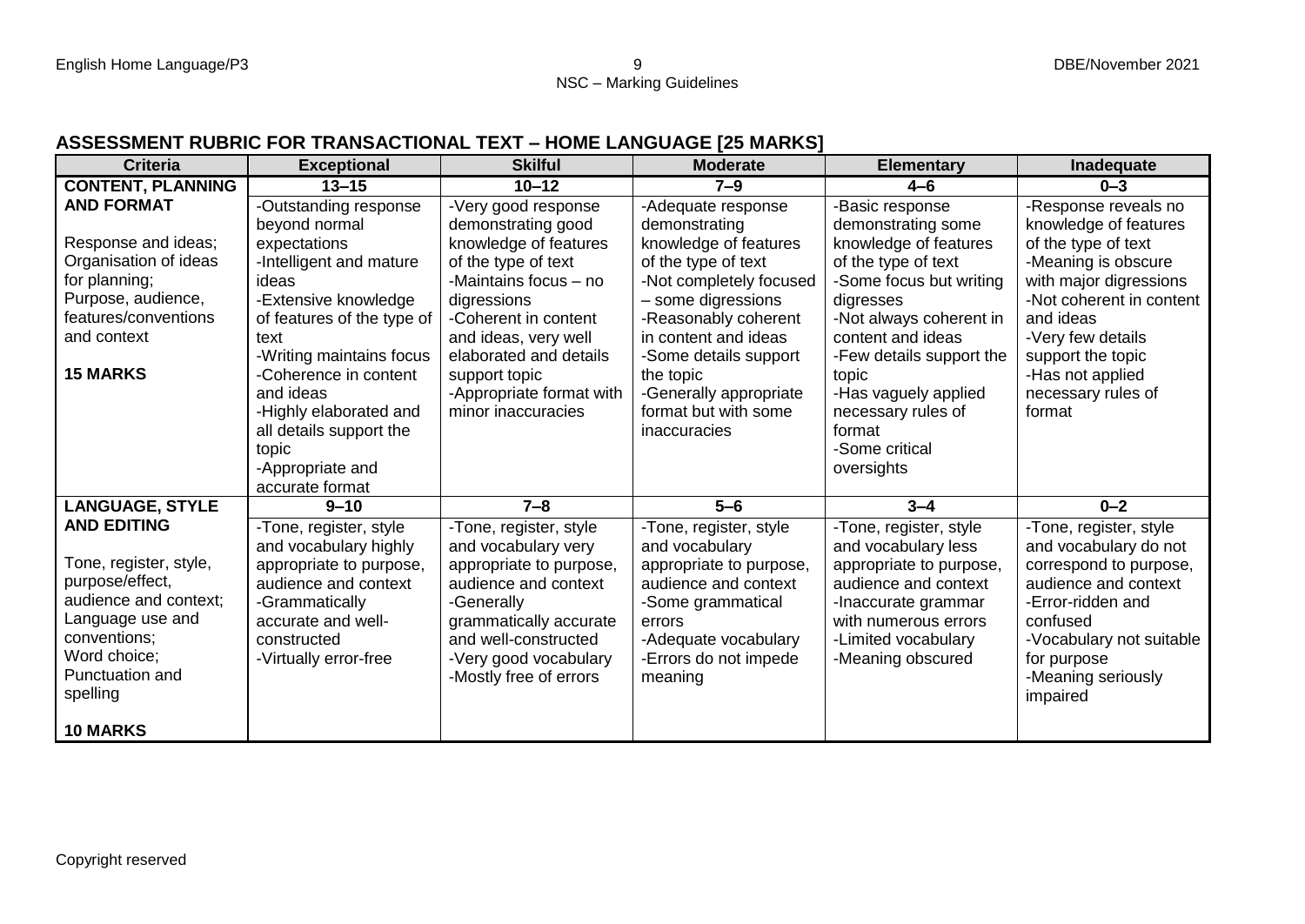## ASSESSMENT RUBRIC FOR TRANSACTIONAL TEXT – HOME LANGUAGE [25 MARKS]

| Criteria | Exceptional | Skilful | Moderate | Elementary | Inadequate |
|---|---|---|---|---|---|
| **CONTENT, PLANNING AND FORMAT** | **13–15** | **10–12** | **7–9** | **4–6** | **0–3** |
| Response and ideas; Organisation of ideas for planning; Purpose, audience, features/conventions and context<br><br>**15 MARKS** | -Outstanding response beyond normal expectations<br>-Intelligent and mature ideas<br>-Extensive knowledge of features of the type of text<br>-Writing maintains focus<br>-Coherence in content and ideas<br>-Highly elaborated and all details support the topic<br>-Appropriate and accurate format | -Very good response demonstrating good knowledge of features of the type of text<br>-Maintains focus – no digressions<br>-Coherent in content and ideas, very well elaborated and details support topic<br>-Appropriate format with minor inaccuracies | -Adequate response demonstrating knowledge of features of the type of text<br>-Not completely focused – some digressions<br>-Reasonably coherent in content and ideas<br>-Some details support the topic<br>-Generally appropriate format but with some inaccuracies | -Basic response demonstrating some knowledge of features of the type of text<br>-Some focus but writing digresses<br>-Not always coherent in content and ideas<br>-Few details support the topic<br>-Has vaguely applied necessary rules of format<br>-Some critical oversights | -Response reveals no knowledge of features of the type of text<br>-Meaning is obscure with major digressions<br>-Not coherent in content and ideas<br>-Very few details support the topic<br>-Has not applied necessary rules of format |
| **LANGUAGE, STYLE AND EDITING** | **9–10** | **7–8** | **5–6** | **3–4** | **0–2** |
| Tone, register, style, purpose/effect, audience and context; Language use and conventions; Word choice; Punctuation and spelling<br><br>**10 MARKS** | -Tone, register, style and vocabulary highly appropriate to purpose, audience and context<br>-Grammatically accurate and well-constructed<br>-Virtually error-free | -Tone, register, style and vocabulary very appropriate to purpose, audience and context<br>-Generally grammatically accurate and well-constructed<br>-Very good vocabulary<br>-Mostly free of errors | -Tone, register, style and vocabulary appropriate to purpose, audience and context<br>-Some grammatical errors<br>-Adequate vocabulary<br>-Errors do not impede meaning | -Tone, register, style and vocabulary less appropriate to purpose, audience and context<br>-Inaccurate grammar with numerous errors<br>-Limited vocabulary<br>-Meaning obscured | -Tone, register, style and vocabulary do not correspond to purpose, audience and context<br>-Error-ridden and confused<br>-Vocabulary not suitable for purpose<br>-Meaning seriously impaired |

Copyright reserved